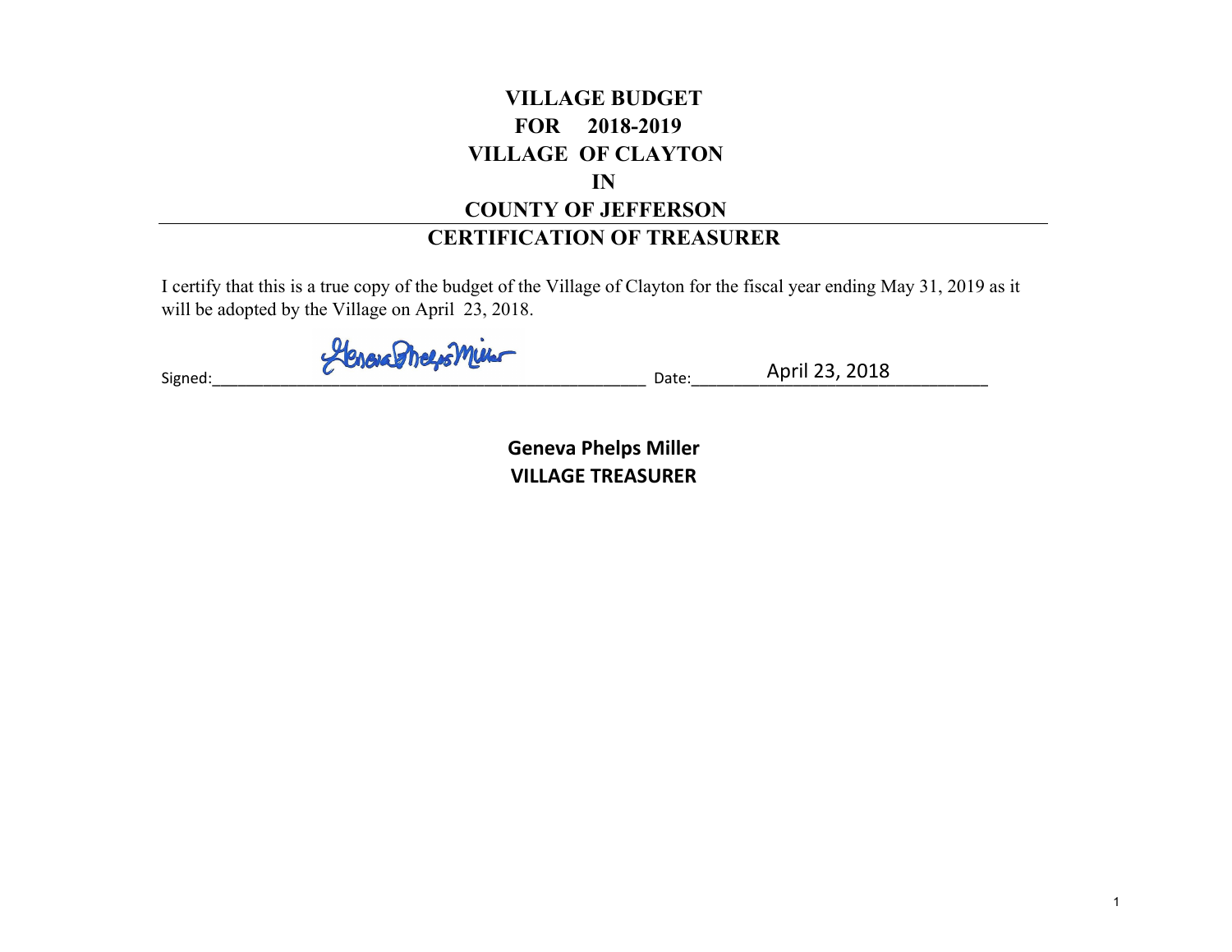# VILLAGE BUDGET
# FOR 2018-2019
# VILLAGE OF CLAYTON
# IN
# COUNTY OF JEFFERSON

## CERTIFICATION OF TREASURER

I certify that this is a true copy of the budget of the Village of Clayton for the fiscal year ending May 31, 2019 as it will be adopted by the Village on April 23, 2018.

Signed: Geneva Phelps Miller Date: April 23, 2018

**Geneva Phelps Miller**
**VILLAGE TREASURER**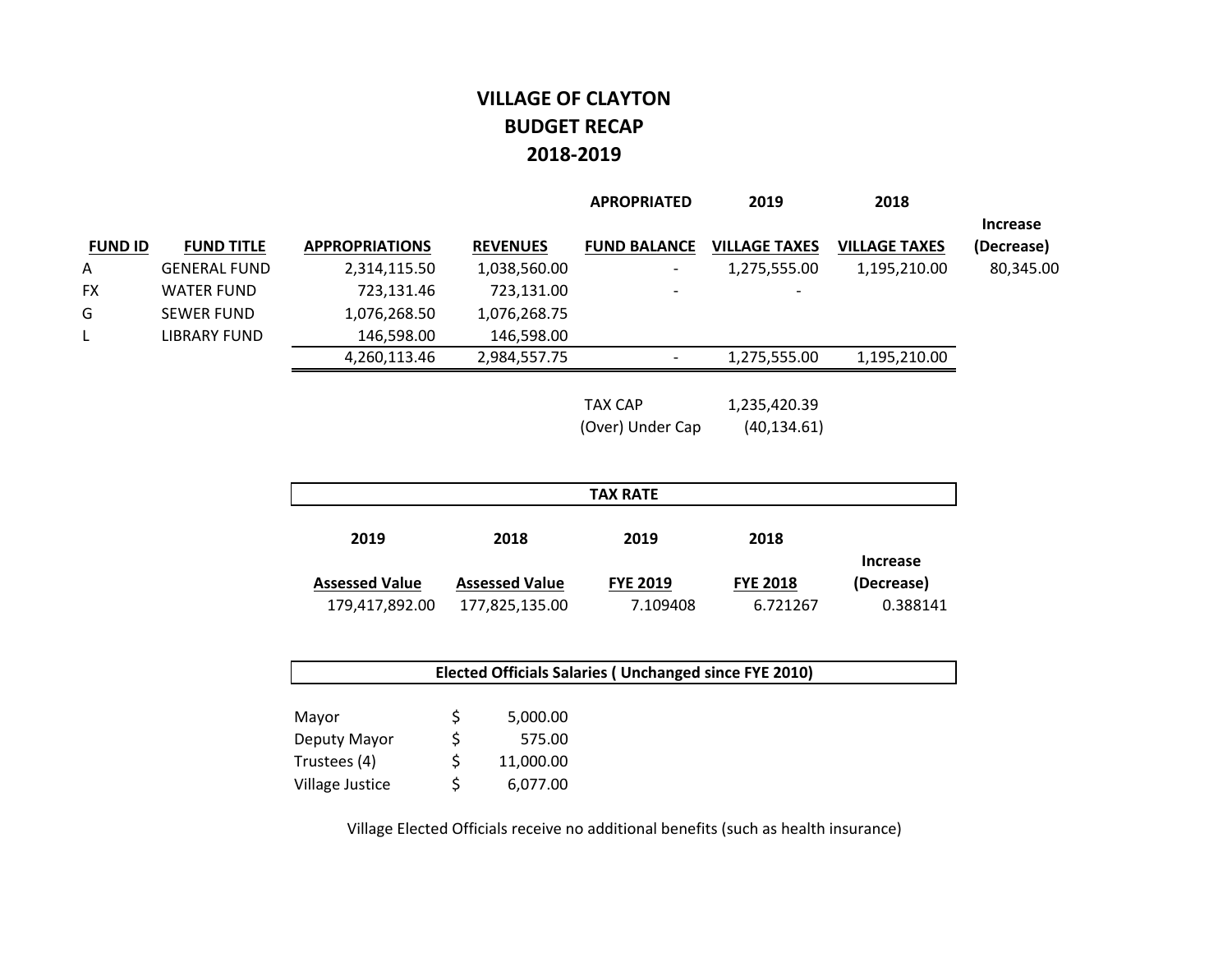# VILLAGE OF CLAYTON
## BUDGET RECAP
## 2018-2019

| FUND ID | FUND TITLE | APPROPRIATIONS | REVENUES | APROPRIATED FUND BALANCE | 2019 VILLAGE TAXES | 2018 VILLAGE TAXES | Increase (Decrease) |
|---|---|---|---|---|---|---|---|
| A | GENERAL FUND | 2,314,115.50 | 1,038,560.00 | - | 1,275,555.00 | 1,195,210.00 | 80,345.00 |
| FX | WATER FUND | 723,131.46 | 723,131.00 | - | - | | |
| G | SEWER FUND | 1,076,268.50 | 1,076,268.75 | | | | |
| L | LIBRARY FUND | 146,598.00 | 146,598.00 | | | | |
| | | 4,260,113.46 | 2,984,557.75 | - | 1,275,555.00 | 1,195,210.00 | |

| | |
|---|---|
| TAX CAP | 1,235,420.39 |
| (Over) Under Cap | (40,134.61) |

**TAX RATE**

| 2019 Assessed Value | 2018 Assessed Value | 2019 FYE 2019 | 2018 FYE 2018 | Increase (Decrease) |
|---|---|---|---|---|
| 179,417,892.00 | 177,825,135.00 | 7.109408 | 6.721267 | 0.388141 |

**Elected Officials Salaries ( Unchanged since FYE 2010)**

| | |
|---|---|
| Mayor | $ 5,000.00 |
| Deputy Mayor | $ 575.00 |
| Trustees (4) | $ 11,000.00 |
| Village Justice | $ 6,077.00 |

Village Elected Officials receive no additional benefits (such as health insurance)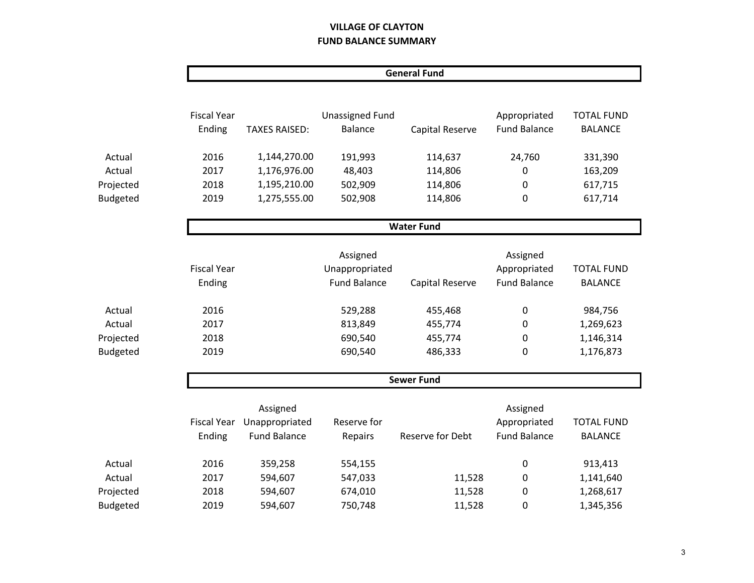# VILLAGE OF CLAYTON
# FUND BALANCE SUMMARY

## General Fund

| | Fiscal Year Ending | TAXES RAISED: | Unassigned Fund Balance | Capital Reserve | Appropriated Fund Balance | TOTAL FUND BALANCE |
|---|---|---|---|---|---|---|
| Actual | 2016 | 1,144,270.00 | 191,993 | 114,637 | 24,760 | 331,390 |
| Actual | 2017 | 1,176,976.00 | 48,403 | 114,806 | 0 | 163,209 |
| Projected | 2018 | 1,195,210.00 | 502,909 | 114,806 | 0 | 617,715 |
| Budgeted | 2019 | 1,275,555.00 | 502,908 | 114,806 | 0 | 617,714 |

## Water Fund

| | Fiscal Year Ending | Assigned Unappropriated Fund Balance | Capital Reserve | Assigned Appropriated Fund Balance | TOTAL FUND BALANCE |
|---|---|---|---|---|---|
| Actual | 2016 | 529,288 | 455,468 | 0 | 984,756 |
| Actual | 2017 | 813,849 | 455,774 | 0 | 1,269,623 |
| Projected | 2018 | 690,540 | 455,774 | 0 | 1,146,314 |
| Budgeted | 2019 | 690,540 | 486,333 | 0 | 1,176,873 |

## Sewer Fund

| | Fiscal Year Ending | Assigned Unappropriated Fund Balance | Reserve for Repairs | Reserve for Debt | Assigned Appropriated Fund Balance | TOTAL FUND BALANCE |
|---|---|---|---|---|---|---|
| Actual | 2016 | 359,258 | 554,155 | | 0 | 913,413 |
| Actual | 2017 | 594,607 | 547,033 | 11,528 | 0 | 1,141,640 |
| Projected | 2018 | 594,607 | 674,010 | 11,528 | 0 | 1,268,617 |
| Budgeted | 2019 | 594,607 | 750,748 | 11,528 | 0 | 1,345,356 |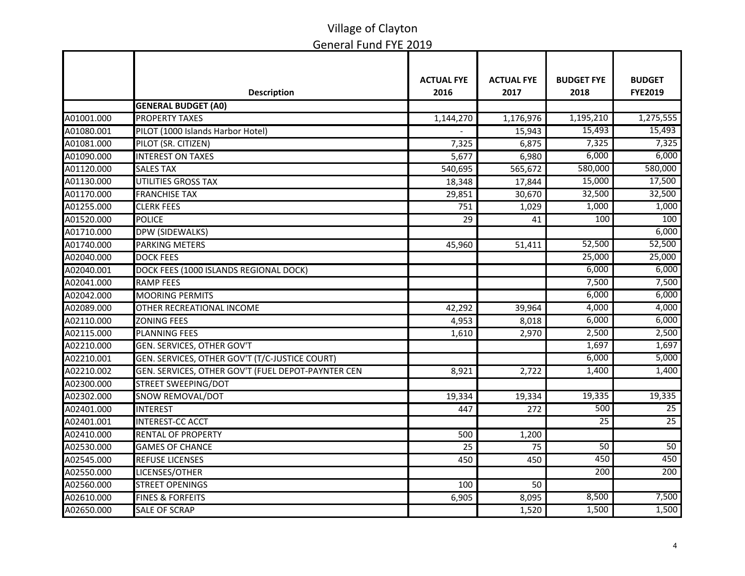# Village of Clayton

## General Fund FYE 2019

| | Description | ACTUAL FYE 2016 | ACTUAL FYE 2017 | BUDGET FYE 2018 | BUDGET FYE2019 |
|---|---|---|---|---|---|
| | **GENERAL BUDGET (A0)** | | | | |
| A01001.000 | PROPERTY TAXES | 1,144,270 | 1,176,976 | 1,195,210 | 1,275,555 |
| A01080.001 | PILOT (1000 Islands Harbor Hotel) | - | 15,943 | 15,493 | 15,493 |
| A01081.000 | PILOT (SR. CITIZEN) | 7,325 | 6,875 | 7,325 | 7,325 |
| A01090.000 | INTEREST ON TAXES | 5,677 | 6,980 | 6,000 | 6,000 |
| A01120.000 | SALES TAX | 540,695 | 565,672 | 580,000 | 580,000 |
| A01130.000 | UTILITIES GROSS TAX | 18,348 | 17,844 | 15,000 | 17,500 |
| A01170.000 | FRANCHISE TAX | 29,851 | 30,670 | 32,500 | 32,500 |
| A01255.000 | CLERK FEES | 751 | 1,029 | 1,000 | 1,000 |
| A01520.000 | POLICE | 29 | 41 | 100 | 100 |
| A01710.000 | DPW (SIDEWALKS) | | | | 6,000 |
| A01740.000 | PARKING METERS | 45,960 | 51,411 | 52,500 | 52,500 |
| A02040.000 | DOCK FEES | | | 25,000 | 25,000 |
| A02040.001 | DOCK FEES (1000 ISLANDS REGIONAL DOCK) | | | 6,000 | 6,000 |
| A02041.000 | RAMP FEES | | | 7,500 | 7,500 |
| A02042.000 | MOORING PERMITS | | | 6,000 | 6,000 |
| A02089.000 | OTHER RECREATIONAL INCOME | 42,292 | 39,964 | 4,000 | 4,000 |
| A02110.000 | ZONING FEES | 4,953 | 8,018 | 6,000 | 6,000 |
| A02115.000 | PLANNING FEES | 1,610 | 2,970 | 2,500 | 2,500 |
| A02210.000 | GEN. SERVICES, OTHER GOV'T | | | 1,697 | 1,697 |
| A02210.001 | GEN. SERVICES, OTHER GOV'T (T/C-JUSTICE COURT) | | | 6,000 | 5,000 |
| A02210.002 | GEN. SERVICES, OTHER GOV'T (FUEL DEPOT-PAYNTER CEN | 8,921 | 2,722 | 1,400 | 1,400 |
| A02300.000 | STREET SWEEPING/DOT | | | | |
| A02302.000 | SNOW REMOVAL/DOT | 19,334 | 19,334 | 19,335 | 19,335 |
| A02401.000 | INTEREST | 447 | 272 | 500 | 25 |
| A02401.001 | INTEREST-CC ACCT | | | 25 | 25 |
| A02410.000 | RENTAL OF PROPERTY | 500 | 1,200 | | |
| A02530.000 | GAMES OF CHANCE | 25 | 75 | 50 | 50 |
| A02545.000 | REFUSE LICENSES | 450 | 450 | 450 | 450 |
| A02550.000 | LICENSES/OTHER | | | 200 | 200 |
| A02560.000 | STREET OPENINGS | 100 | 50 | | |
| A02610.000 | FINES & FORFEITS | 6,905 | 8,095 | 8,500 | 7,500 |
| A02650.000 | SALE OF SCRAP | | 1,520 | 1,500 | 1,500 |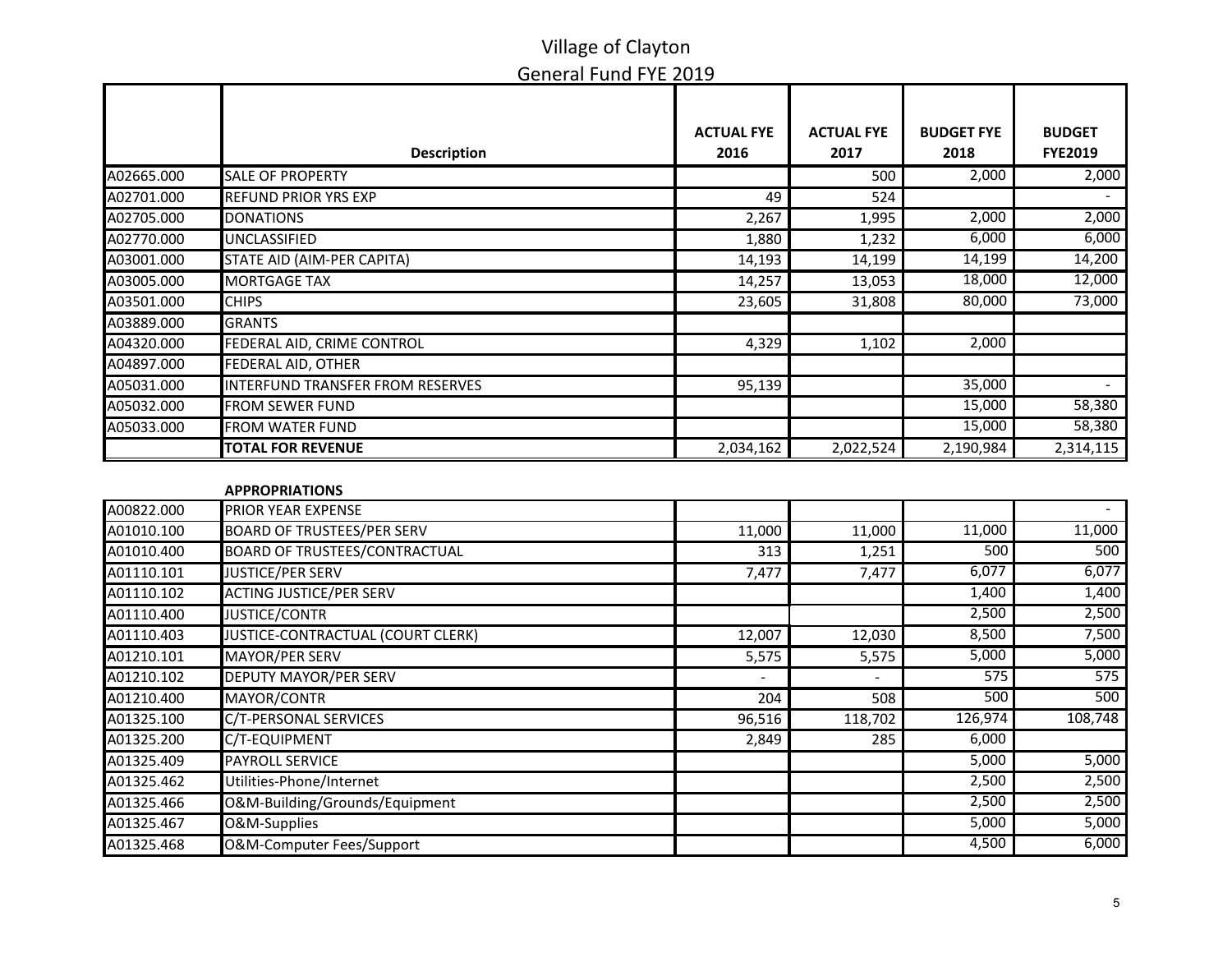# Village of Clayton

## General Fund FYE 2019

| | Description | ACTUAL FYE 2016 | ACTUAL FYE 2017 | BUDGET FYE 2018 | BUDGET FYE2019 |
|---|---|---|---|---|---|
| A02665.000 | SALE OF PROPERTY | | 500 | 2,000 | 2,000 |
| A02701.000 | REFUND PRIOR YRS EXP | 49 | 524 | | - |
| A02705.000 | DONATIONS | 2,267 | 1,995 | 2,000 | 2,000 |
| A02770.000 | UNCLASSIFIED | 1,880 | 1,232 | 6,000 | 6,000 |
| A03001.000 | STATE AID (AIM-PER CAPITA) | 14,193 | 14,199 | 14,199 | 14,200 |
| A03005.000 | MORTGAGE TAX | 14,257 | 13,053 | 18,000 | 12,000 |
| A03501.000 | CHIPS | 23,605 | 31,808 | 80,000 | 73,000 |
| A03889.000 | GRANTS | | | | |
| A04320.000 | FEDERAL AID, CRIME CONTROL | 4,329 | 1,102 | 2,000 | |
| A04897.000 | FEDERAL AID, OTHER | | | | |
| A05031.000 | INTERFUND TRANSFER FROM RESERVES | 95,139 | | 35,000 | - |
| A05032.000 | FROM SEWER FUND | | | 15,000 | 58,380 |
| A05033.000 | FROM WATER FUND | | | 15,000 | 58,380 |
| | **TOTAL FOR REVENUE** | 2,034,162 | 2,022,524 | 2,190,984 | 2,314,115 |

| | **APPROPRIATIONS** | | | | |
|---|---|---|---|---|---|
| A00822.000 | PRIOR YEAR EXPENSE | | | | - |
| A01010.100 | BOARD OF TRUSTEES/PER SERV | 11,000 | 11,000 | 11,000 | 11,000 |
| A01010.400 | BOARD OF TRUSTEES/CONTRACTUAL | 313 | 1,251 | 500 | 500 |
| A01110.101 | JUSTICE/PER SERV | 7,477 | 7,477 | 6,077 | 6,077 |
| A01110.102 | ACTING JUSTICE/PER SERV | | | 1,400 | 1,400 |
| A01110.400 | JUSTICE/CONTR | | | 2,500 | 2,500 |
| A01110.403 | JUSTICE-CONTRACTUAL (COURT CLERK) | 12,007 | 12,030 | 8,500 | 7,500 |
| A01210.101 | MAYOR/PER SERV | 5,575 | 5,575 | 5,000 | 5,000 |
| A01210.102 | DEPUTY MAYOR/PER SERV | - | - | 575 | 575 |
| A01210.400 | MAYOR/CONTR | 204 | 508 | 500 | 500 |
| A01325.100 | C/T-PERSONAL SERVICES | 96,516 | 118,702 | 126,974 | 108,748 |
| A01325.200 | C/T-EQUIPMENT | 2,849 | 285 | 6,000 | |
| A01325.409 | PAYROLL SERVICE | | | 5,000 | 5,000 |
| A01325.462 | Utilities-Phone/Internet | | | 2,500 | 2,500 |
| A01325.466 | O&M-Building/Grounds/Equipment | | | 2,500 | 2,500 |
| A01325.467 | O&M-Supplies | | | 5,000 | 5,000 |
| A01325.468 | O&M-Computer Fees/Support | | | 4,500 | 6,000 |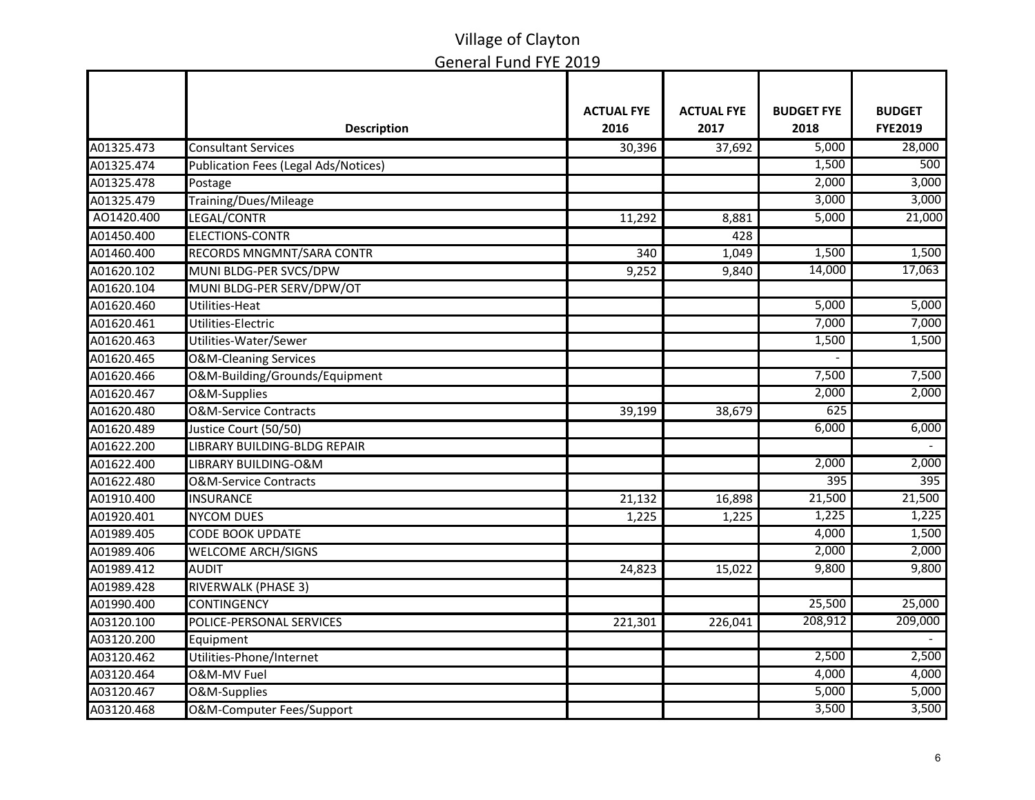# Village of Clayton

## General Fund FYE 2019

| | Description | ACTUAL FYE 2016 | ACTUAL FYE 2017 | BUDGET FYE 2018 | BUDGET FYE2019 |
|---|---|---|---|---|---|
| A01325.473 | Consultant Services | 30,396 | 37,692 | 5,000 | 28,000 |
| A01325.474 | Publication Fees (Legal Ads/Notices) | | | 1,500 | 500 |
| A01325.478 | Postage | | | 2,000 | 3,000 |
| A01325.479 | Training/Dues/Mileage | | | 3,000 | 3,000 |
| AO1420.400 | LEGAL/CONTR | 11,292 | 8,881 | 5,000 | 21,000 |
| A01450.400 | ELECTIONS-CONTR | | 428 | | |
| A01460.400 | RECORDS MNGMNT/SARA CONTR | 340 | 1,049 | 1,500 | 1,500 |
| A01620.102 | MUNI BLDG-PER SVCS/DPW | 9,252 | 9,840 | 14,000 | 17,063 |
| A01620.104 | MUNI BLDG-PER SERV/DPW/OT | | | | |
| A01620.460 | Utilities-Heat | | | 5,000 | 5,000 |
| A01620.461 | Utilities-Electric | | | 7,000 | 7,000 |
| A01620.463 | Utilities-Water/Sewer | | | 1,500 | 1,500 |
| A01620.465 | O&M-Cleaning Services | | | - | |
| A01620.466 | O&M-Building/Grounds/Equipment | | | 7,500 | 7,500 |
| A01620.467 | O&M-Supplies | | | 2,000 | 2,000 |
| A01620.480 | O&M-Service Contracts | 39,199 | 38,679 | 625 | |
| A01620.489 | Justice Court (50/50) | | | 6,000 | 6,000 |
| A01622.200 | LIBRARY BUILDING-BLDG REPAIR | | | | - |
| A01622.400 | LIBRARY BUILDING-O&M | | | 2,000 | 2,000 |
| A01622.480 | O&M-Service Contracts | | | 395 | 395 |
| A01910.400 | INSURANCE | 21,132 | 16,898 | 21,500 | 21,500 |
| A01920.401 | NYCOM DUES | 1,225 | 1,225 | 1,225 | 1,225 |
| A01989.405 | CODE BOOK UPDATE | | | 4,000 | 1,500 |
| A01989.406 | WELCOME ARCH/SIGNS | | | 2,000 | 2,000 |
| A01989.412 | AUDIT | 24,823 | 15,022 | 9,800 | 9,800 |
| A01989.428 | RIVERWALK (PHASE 3) | | | | |
| A01990.400 | CONTINGENCY | | | 25,500 | 25,000 |
| A03120.100 | POLICE-PERSONAL SERVICES | 221,301 | 226,041 | 208,912 | 209,000 |
| A03120.200 | Equipment | | | | - |
| A03120.462 | Utilities-Phone/Internet | | | 2,500 | 2,500 |
| A03120.464 | O&M-MV Fuel | | | 4,000 | 4,000 |
| A03120.467 | O&M-Supplies | | | 5,000 | 5,000 |
| A03120.468 | O&M-Computer Fees/Support | | | 3,500 | 3,500 |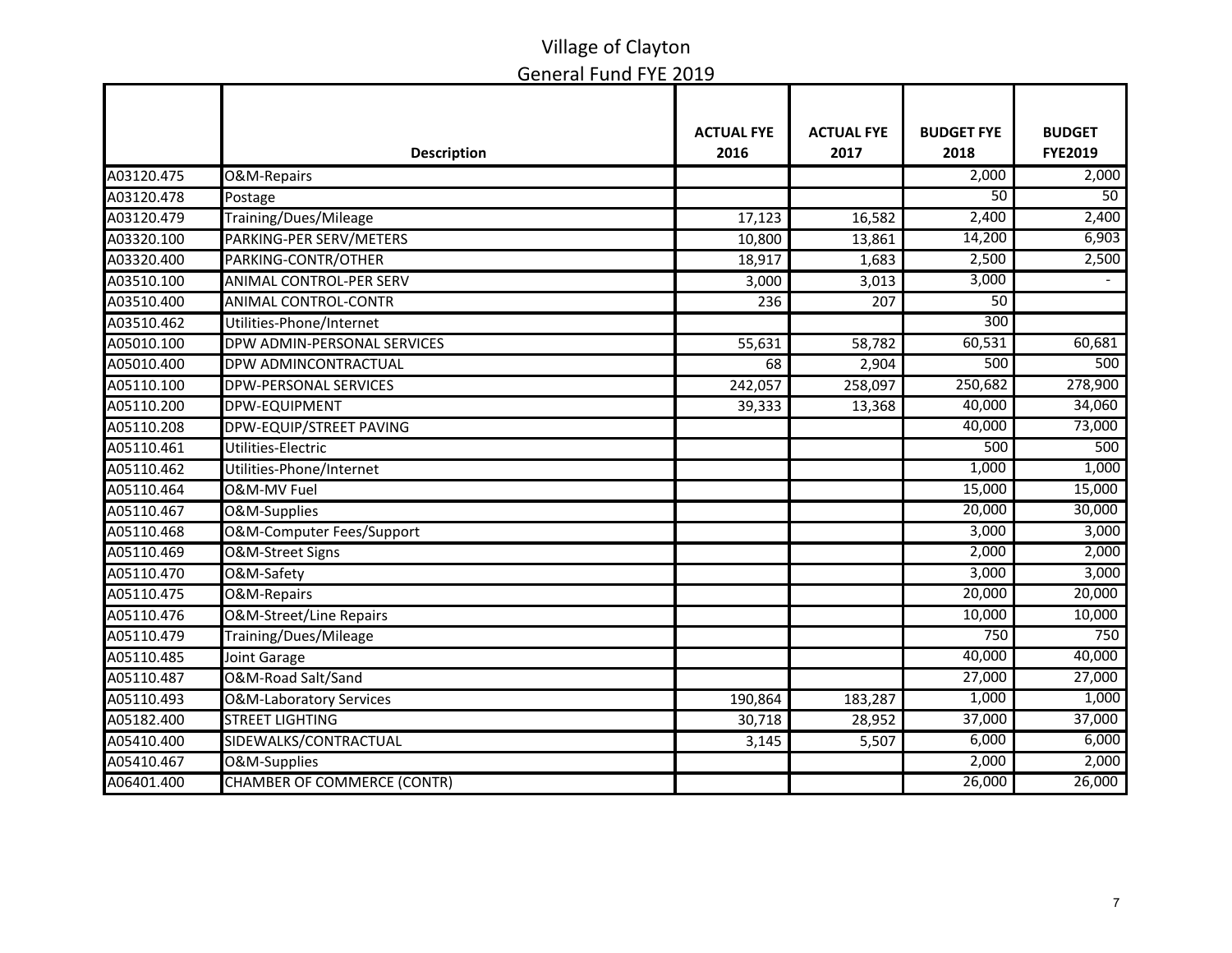# Village of Clayton

## General Fund FYE 2019

| | Description | ACTUAL FYE 2016 | ACTUAL FYE 2017 | BUDGET FYE 2018 | BUDGET FYE2019 |
|---|---|---|---|---|---|
| A03120.475 | O&M-Repairs | | | 2,000 | 2,000 |
| A03120.478 | Postage | | | 50 | 50 |
| A03120.479 | Training/Dues/Mileage | 17,123 | 16,582 | 2,400 | 2,400 |
| A03320.100 | PARKING-PER SERV/METERS | 10,800 | 13,861 | 14,200 | 6,903 |
| A03320.400 | PARKING-CONTR/OTHER | 18,917 | 1,683 | 2,500 | 2,500 |
| A03510.100 | ANIMAL CONTROL-PER SERV | 3,000 | 3,013 | 3,000 | - |
| A03510.400 | ANIMAL CONTROL-CONTR | 236 | 207 | 50 | |
| A03510.462 | Utilities-Phone/Internet | | | 300 | |
| A05010.100 | DPW ADMIN-PERSONAL SERVICES | 55,631 | 58,782 | 60,531 | 60,681 |
| A05010.400 | DPW ADMINCONTRACTUAL | 68 | 2,904 | 500 | 500 |
| A05110.100 | DPW-PERSONAL SERVICES | 242,057 | 258,097 | 250,682 | 278,900 |
| A05110.200 | DPW-EQUIPMENT | 39,333 | 13,368 | 40,000 | 34,060 |
| A05110.208 | DPW-EQUIP/STREET PAVING | | | 40,000 | 73,000 |
| A05110.461 | Utilities-Electric | | | 500 | 500 |
| A05110.462 | Utilities-Phone/Internet | | | 1,000 | 1,000 |
| A05110.464 | O&M-MV Fuel | | | 15,000 | 15,000 |
| A05110.467 | O&M-Supplies | | | 20,000 | 30,000 |
| A05110.468 | O&M-Computer Fees/Support | | | 3,000 | 3,000 |
| A05110.469 | O&M-Street Signs | | | 2,000 | 2,000 |
| A05110.470 | O&M-Safety | | | 3,000 | 3,000 |
| A05110.475 | O&M-Repairs | | | 20,000 | 20,000 |
| A05110.476 | O&M-Street/Line Repairs | | | 10,000 | 10,000 |
| A05110.479 | Training/Dues/Mileage | | | 750 | 750 |
| A05110.485 | Joint Garage | | | 40,000 | 40,000 |
| A05110.487 | O&M-Road Salt/Sand | | | 27,000 | 27,000 |
| A05110.493 | O&M-Laboratory Services | 190,864 | 183,287 | 1,000 | 1,000 |
| A05182.400 | STREET LIGHTING | 30,718 | 28,952 | 37,000 | 37,000 |
| A05410.400 | SIDEWALKS/CONTRACTUAL | 3,145 | 5,507 | 6,000 | 6,000 |
| A05410.467 | O&M-Supplies | | | 2,000 | 2,000 |
| A06401.400 | CHAMBER OF COMMERCE (CONTR) | | | 26,000 | 26,000 |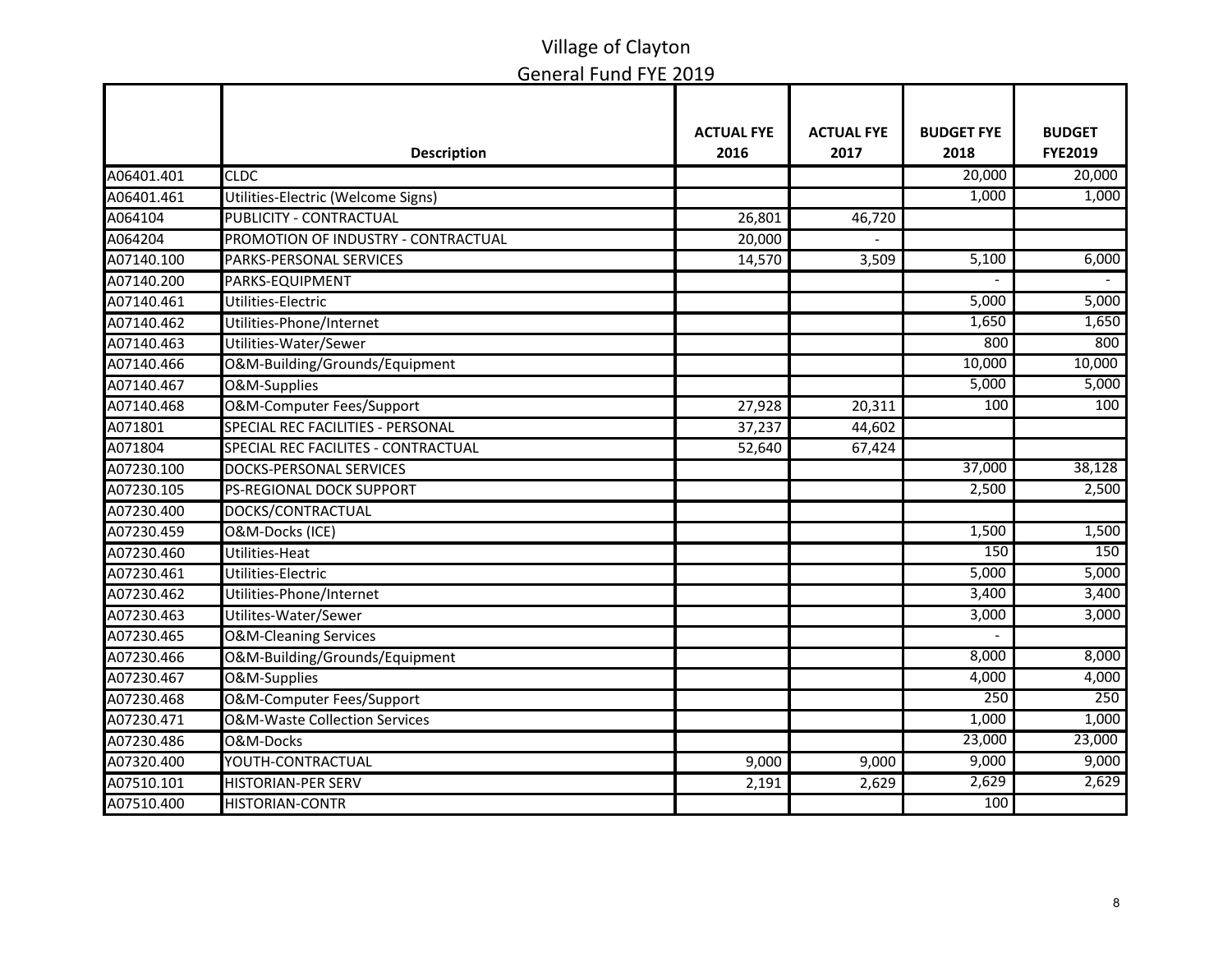# Village of Clayton

## General Fund FYE 2019

| | Description | ACTUAL FYE 2016 | ACTUAL FYE 2017 | BUDGET FYE 2018 | BUDGET FYE2019 |
|---|---|---|---|---|---|
| A06401.401 | CLDC | | | 20,000 | 20,000 |
| A06401.461 | Utilities-Electric (Welcome Signs) | | | 1,000 | 1,000 |
| A064104 | PUBLICITY - CONTRACTUAL | 26,801 | 46,720 | | |
| A064204 | PROMOTION OF INDUSTRY - CONTRACTUAL | 20,000 | - | | |
| A07140.100 | PARKS-PERSONAL SERVICES | 14,570 | 3,509 | 5,100 | 6,000 |
| A07140.200 | PARKS-EQUIPMENT | | | - | - |
| A07140.461 | Utilities-Electric | | | 5,000 | 5,000 |
| A07140.462 | Utilities-Phone/Internet | | | 1,650 | 1,650 |
| A07140.463 | Utilities-Water/Sewer | | | 800 | 800 |
| A07140.466 | O&M-Building/Grounds/Equipment | | | 10,000 | 10,000 |
| A07140.467 | O&M-Supplies | | | 5,000 | 5,000 |
| A07140.468 | O&M-Computer Fees/Support | 27,928 | 20,311 | 100 | 100 |
| A071801 | SPECIAL REC FACILITIES - PERSONAL | 37,237 | 44,602 | | |
| A071804 | SPECIAL REC FACILITES - CONTRACTUAL | 52,640 | 67,424 | | |
| A07230.100 | DOCKS-PERSONAL SERVICES | | | 37,000 | 38,128 |
| A07230.105 | PS-REGIONAL DOCK SUPPORT | | | 2,500 | 2,500 |
| A07230.400 | DOCKS/CONTRACTUAL | | | | |
| A07230.459 | O&M-Docks (ICE) | | | 1,500 | 1,500 |
| A07230.460 | Utilities-Heat | | | 150 | 150 |
| A07230.461 | Utilities-Electric | | | 5,000 | 5,000 |
| A07230.462 | Utilities-Phone/Internet | | | 3,400 | 3,400 |
| A07230.463 | Utilites-Water/Sewer | | | 3,000 | 3,000 |
| A07230.465 | O&M-Cleaning Services | | | - | |
| A07230.466 | O&M-Building/Grounds/Equipment | | | 8,000 | 8,000 |
| A07230.467 | O&M-Supplies | | | 4,000 | 4,000 |
| A07230.468 | O&M-Computer Fees/Support | | | 250 | 250 |
| A07230.471 | O&M-Waste Collection Services | | | 1,000 | 1,000 |
| A07230.486 | O&M-Docks | | | 23,000 | 23,000 |
| A07320.400 | YOUTH-CONTRACTUAL | 9,000 | 9,000 | 9,000 | 9,000 |
| A07510.101 | HISTORIAN-PER SERV | 2,191 | 2,629 | 2,629 | 2,629 |
| A07510.400 | HISTORIAN-CONTR | | | 100 | |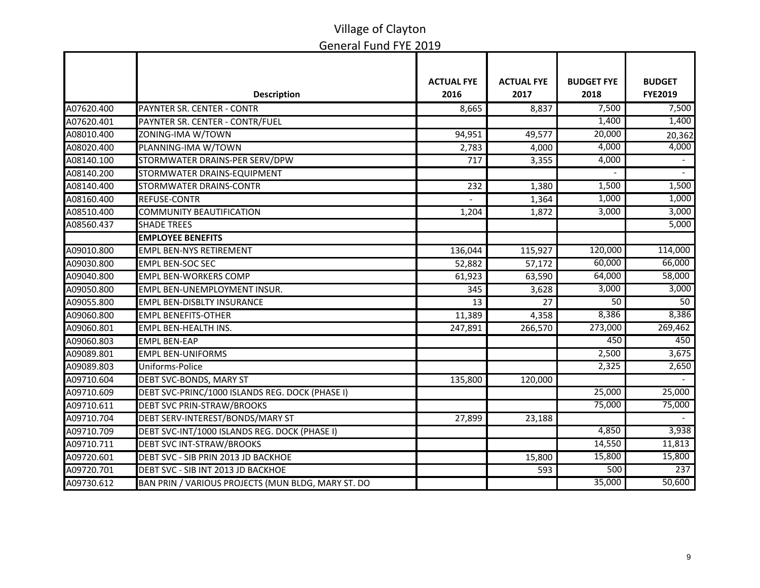# Village of Clayton

## General Fund FYE 2019

| | Description | ACTUAL FYE 2016 | ACTUAL FYE 2017 | BUDGET FYE 2018 | BUDGET FYE2019 |
|---|---|---|---|---|---|
| A07620.400 | PAYNTER SR. CENTER - CONTR | 8,665 | 8,837 | 7,500 | 7,500 |
| A07620.401 | PAYNTER SR. CENTER - CONTR/FUEL | | | 1,400 | 1,400 |
| A08010.400 | ZONING-IMA W/TOWN | 94,951 | 49,577 | 20,000 | 20,362 |
| A08020.400 | PLANNING-IMA W/TOWN | 2,783 | 4,000 | 4,000 | 4,000 |
| A08140.100 | STORMWATER DRAINS-PER SERV/DPW | 717 | 3,355 | 4,000 | - |
| A08140.200 | STORMWATER DRAINS-EQUIPMENT | | | - | - |
| A08140.400 | STORMWATER DRAINS-CONTR | 232 | 1,380 | 1,500 | 1,500 |
| A08160.400 | REFUSE-CONTR | - | 1,364 | 1,000 | 1,000 |
| A08510.400 | COMMUNITY BEAUTIFICATION | 1,204 | 1,872 | 3,000 | 3,000 |
| A08560.437 | SHADE TREES | | | | 5,000 |
| | **EMPLOYEE BENEFITS** | | | | |
| A09010.800 | EMPL BEN-NYS RETIREMENT | 136,044 | 115,927 | 120,000 | 114,000 |
| A09030.800 | EMPL BEN-SOC SEC | 52,882 | 57,172 | 60,000 | 66,000 |
| A09040.800 | EMPL BEN-WORKERS COMP | 61,923 | 63,590 | 64,000 | 58,000 |
| A09050.800 | EMPL BEN-UNEMPLOYMENT INSUR. | 345 | 3,628 | 3,000 | 3,000 |
| A09055.800 | EMPL BEN-DISBLTY INSURANCE | 13 | 27 | 50 | 50 |
| A09060.800 | EMPL BENEFITS-OTHER | 11,389 | 4,358 | 8,386 | 8,386 |
| A09060.801 | EMPL BEN-HEALTH INS. | 247,891 | 266,570 | 273,000 | 269,462 |
| A09060.803 | EMPL BEN-EAP | | | 450 | 450 |
| A09089.801 | EMPL BEN-UNIFORMS | | | 2,500 | 3,675 |
| A09089.803 | Uniforms-Police | | | 2,325 | 2,650 |
| A09710.604 | DEBT SVC-BONDS, MARY ST | 135,800 | 120,000 | | - |
| A09710.609 | DEBT SVC-PRINC/1000 ISLANDS REG. DOCK (PHASE I) | | | 25,000 | 25,000 |
| A09710.611 | DEBT SVC PRIN-STRAW/BROOKS | | | 75,000 | 75,000 |
| A09710.704 | DEBT SERV-INTEREST/BONDS/MARY ST | 27,899 | 23,188 | | - |
| A09710.709 | DEBT SVC-INT/1000 ISLANDS REG. DOCK (PHASE I) | | | 4,850 | 3,938 |
| A09710.711 | DEBT SVC INT-STRAW/BROOKS | | | 14,550 | 11,813 |
| A09720.601 | DEBT SVC - SIB PRIN 2013 JD BACKHOE | | 15,800 | 15,800 | 15,800 |
| A09720.701 | DEBT SVC - SIB INT 2013 JD BACKHOE | | 593 | 500 | 237 |
| A09730.612 | BAN PRIN / VARIOUS PROJECTS (MUN BLDG, MARY ST. DO | | | 35,000 | 50,600 |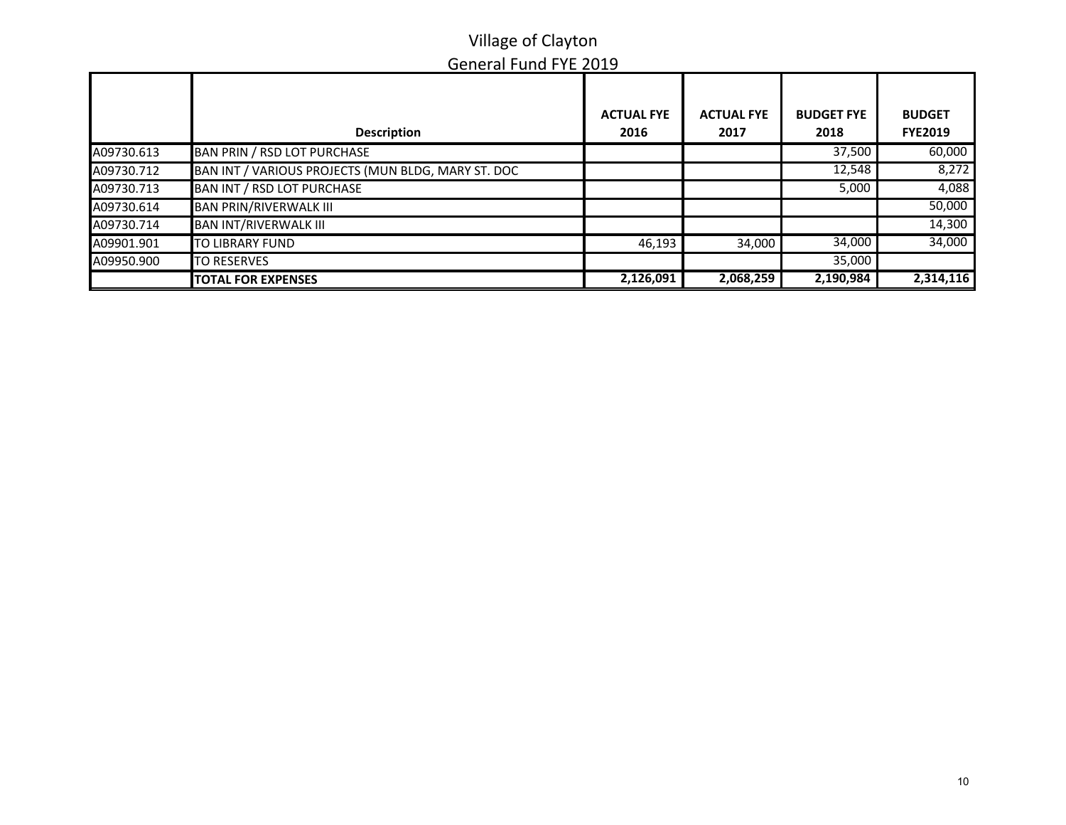# Village of Clayton

## General Fund FYE 2019

| | Description | ACTUAL FYE 2016 | ACTUAL FYE 2017 | BUDGET FYE 2018 | BUDGET FYE2019 |
|---|---|---|---|---|---|
| A09730.613 | BAN PRIN / RSD LOT PURCHASE | | | 37,500 | 60,000 |
| A09730.712 | BAN INT / VARIOUS PROJECTS (MUN BLDG, MARY ST. DOC | | | 12,548 | 8,272 |
| A09730.713 | BAN INT / RSD LOT PURCHASE | | | 5,000 | 4,088 |
| A09730.614 | BAN PRIN/RIVERWALK III | | | | 50,000 |
| A09730.714 | BAN INT/RIVERWALK III | | | | 14,300 |
| A09901.901 | TO LIBRARY FUND | 46,193 | 34,000 | 34,000 | 34,000 |
| A09950.900 | TO RESERVES | | | 35,000 | |
| | **TOTAL FOR EXPENSES** | **2,126,091** | **2,068,259** | **2,190,984** | **2,314,116** |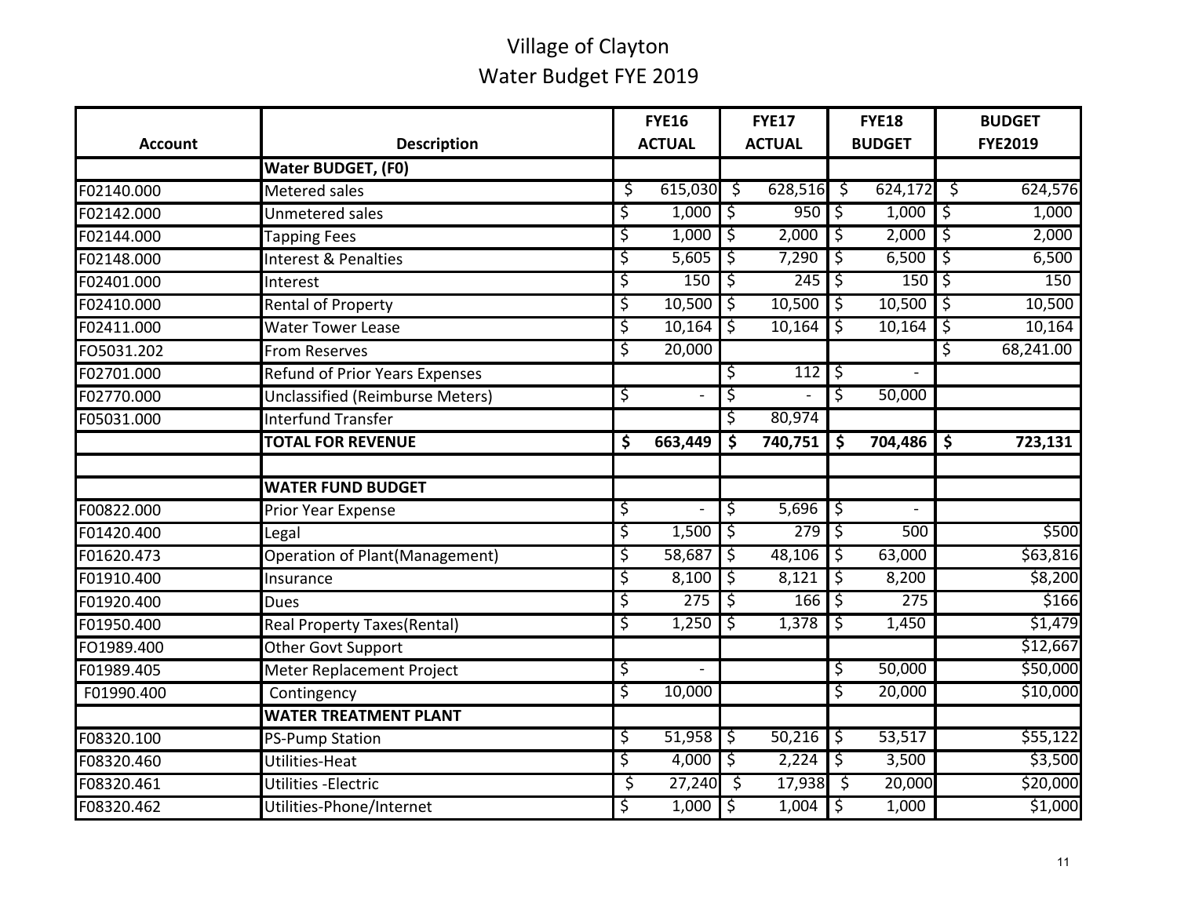# Village of Clayton
## Water Budget FYE 2019

| Account | Description | FYE16 ACTUAL | FYE17 ACTUAL | FYE18 BUDGET | BUDGET FYE2019 |
|---|---|---|---|---|---|
| | **Water BUDGET, (F0)** | | | | |
| F02140.000 | Metered sales | $ 615,030 | $ 628,516 | $ 624,172 | $ 624,576 |
| F02142.000 | Unmetered sales | $ 1,000 | $ 950 | $ 1,000 | $ 1,000 |
| F02144.000 | Tapping Fees | $ 1,000 | $ 2,000 | $ 2,000 | $ 2,000 |
| F02148.000 | Interest & Penalties | $ 5,605 | $ 7,290 | $ 6,500 | $ 6,500 |
| F02401.000 | Interest | $ 150 | $ 245 | $ 150 | $ 150 |
| F02410.000 | Rental of Property | $ 10,500 | $ 10,500 | $ 10,500 | $ 10,500 |
| F02411.000 | Water Tower Lease | $ 10,164 | $ 10,164 | $ 10,164 | $ 10,164 |
| FO5031.202 | From Reserves | $ 20,000 | | | $ 68,241.00 |
| F02701.000 | Refund of Prior Years Expenses | | $ 112 | $ - | |
| F02770.000 | Unclassified (Reimburse Meters) | $ - | $ - | $ 50,000 | |
| F05031.000 | Interfund Transfer | | $ 80,974 | | |
| | **TOTAL FOR REVENUE** | **$ 663,449** | **$ 740,751** | **$ 704,486** | **$ 723,131** |
| | | | | | |
| | **WATER FUND BUDGET** | | | | |
| F00822.000 | Prior Year Expense | $ - | $ 5,696 | $ - | |
| F01420.400 | Legal | $ 1,500 | $ 279 | $ 500 | $500 |
| F01620.473 | Operation of Plant(Management) | $ 58,687 | $ 48,106 | $ 63,000 | $63,816 |
| F01910.400 | Insurance | $ 8,100 | $ 8,121 | $ 8,200 | $8,200 |
| F01920.400 | Dues | $ 275 | $ 166 | $ 275 | $166 |
| F01950.400 | Real Property Taxes(Rental) | $ 1,250 | $ 1,378 | $ 1,450 | $1,479 |
| FO1989.400 | Other Govt Support | | | | $12,667 |
| F01989.405 | Meter Replacement Project | $ - | | $ 50,000 | $50,000 |
| F01990.400 | Contingency | $ 10,000 | | $ 20,000 | $10,000 |
| | **WATER TREATMENT PLANT** | | | | |
| F08320.100 | PS-Pump Station | $ 51,958 | $ 50,216 | $ 53,517 | $55,122 |
| F08320.460 | Utilities-Heat | $ 4,000 | $ 2,224 | $ 3,500 | $3,500 |
| F08320.461 | Utilities -Electric | $ 27,240 | $ 17,938 | $ 20,000 | $20,000 |
| F08320.462 | Utilities-Phone/Internet | $ 1,000 | $ 1,004 | $ 1,000 | $1,000 |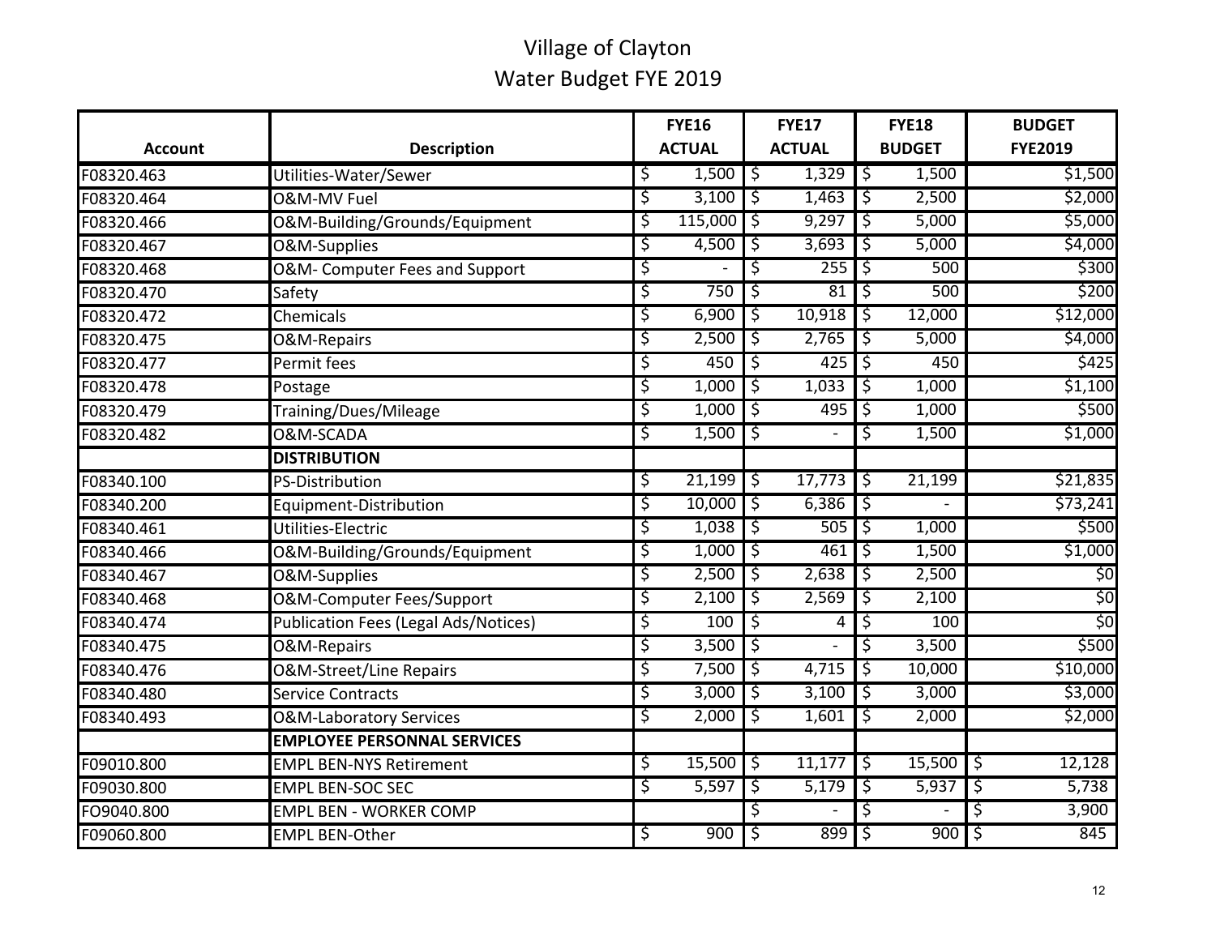# Village of Clayton

## Water Budget FYE 2019

| Account | Description | FYE16 ACTUAL | FYE17 ACTUAL | FYE18 BUDGET | BUDGET FYE2019 |
|---|---|---|---|---|---|
| F08320.463 | Utilities-Water/Sewer | $ 1,500 | $ 1,329 | $ 1,500 | $1,500 |
| F08320.464 | O&M-MV Fuel | $ 3,100 | $ 1,463 | $ 2,500 | $2,000 |
| F08320.466 | O&M-Building/Grounds/Equipment | $ 115,000 | $ 9,297 | $ 5,000 | $5,000 |
| F08320.467 | O&M-Supplies | $ 4,500 | $ 3,693 | $ 5,000 | $4,000 |
| F08320.468 | O&M- Computer Fees and Support | $ - | $ 255 | $ 500 | $300 |
| F08320.470 | Safety | $ 750 | $ 81 | $ 500 | $200 |
| F08320.472 | Chemicals | $ 6,900 | $ 10,918 | $ 12,000 | $12,000 |
| F08320.475 | O&M-Repairs | $ 2,500 | $ 2,765 | $ 5,000 | $4,000 |
| F08320.477 | Permit fees | $ 450 | $ 425 | $ 450 | $425 |
| F08320.478 | Postage | $ 1,000 | $ 1,033 | $ 1,000 | $1,100 |
| F08320.479 | Training/Dues/Mileage | $ 1,000 | $ 495 | $ 1,000 | $500 |
| F08320.482 | O&M-SCADA | $ 1,500 | $ - | $ 1,500 | $1,000 |
| | **DISTRIBUTION** | | | | |
| F08340.100 | PS-Distribution | $ 21,199 | $ 17,773 | $ 21,199 | $21,835 |
| F08340.200 | Equipment-Distribution | $ 10,000 | $ 6,386 | $ - | $73,241 |
| F08340.461 | Utilities-Electric | $ 1,038 | $ 505 | $ 1,000 | $500 |
| F08340.466 | O&M-Building/Grounds/Equipment | $ 1,000 | $ 461 | $ 1,500 | $1,000 |
| F08340.467 | O&M-Supplies | $ 2,500 | $ 2,638 | $ 2,500 | $0 |
| F08340.468 | O&M-Computer Fees/Support | $ 2,100 | $ 2,569 | $ 2,100 | $0 |
| F08340.474 | Publication Fees (Legal Ads/Notices) | $ 100 | $ 4 | $ 100 | $0 |
| F08340.475 | O&M-Repairs | $ 3,500 | $ - | $ 3,500 | $500 |
| F08340.476 | O&M-Street/Line Repairs | $ 7,500 | $ 4,715 | $ 10,000 | $10,000 |
| F08340.480 | Service Contracts | $ 3,000 | $ 3,100 | $ 3,000 | $3,000 |
| F08340.493 | O&M-Laboratory Services | $ 2,000 | $ 1,601 | $ 2,000 | $2,000 |
| | **EMPLOYEE PERSONNAL SERVICES** | | | | |
| F09010.800 | EMPL BEN-NYS Retirement | $ 15,500 | $ 11,177 | $ 15,500 | $ 12,128 |
| F09030.800 | EMPL BEN-SOC SEC | $ 5,597 | $ 5,179 | $ 5,937 | $ 5,738 |
| FO9040.800 | EMPL BEN - WORKER COMP | | $ - | $ - | $ 3,900 |
| F09060.800 | EMPL BEN-Other | $ 900 | $ 899 | $ 900 | $ 845 |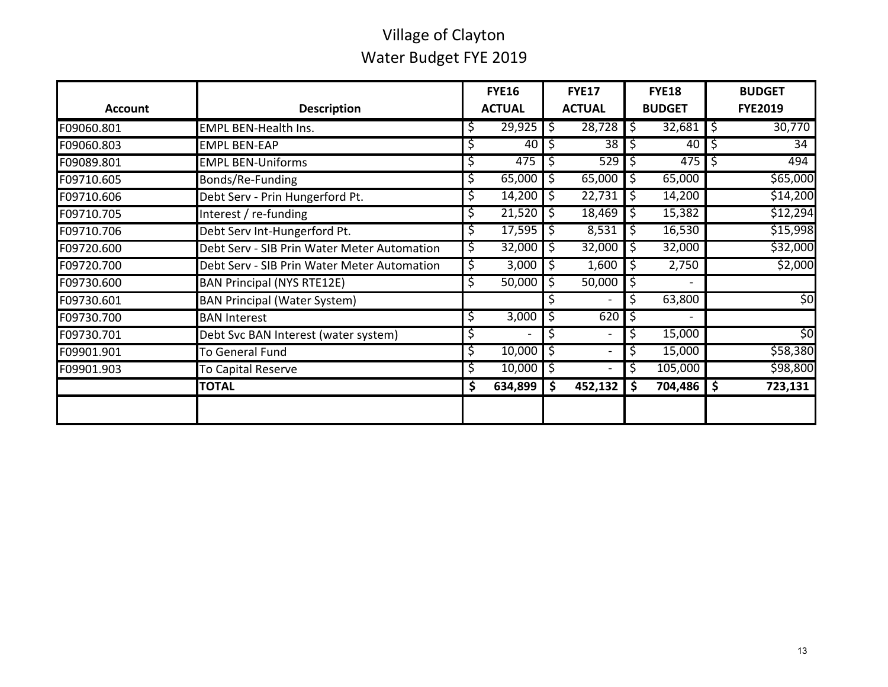# Village of Clayton
## Water Budget FYE 2019

| Account | Description | FYE16 ACTUAL | FYE17 ACTUAL | FYE18 BUDGET | BUDGET FYE2019 |
|---|---|---|---|---|---|
| F09060.801 | EMPL BEN-Health Ins. | $ 29,925 | $ 28,728 | $ 32,681 | $ 30,770 |
| F09060.803 | EMPL BEN-EAP | $ 40 | $ 38 | $ 40 | $ 34 |
| F09089.801 | EMPL BEN-Uniforms | $ 475 | $ 529 | $ 475 | $ 494 |
| F09710.605 | Bonds/Re-Funding | $ 65,000 | $ 65,000 | $ 65,000 | $65,000 |
| F09710.606 | Debt Serv - Prin Hungerford Pt. | $ 14,200 | $ 22,731 | $ 14,200 | $14,200 |
| F09710.705 | Interest / re-funding | $ 21,520 | $ 18,469 | $ 15,382 | $12,294 |
| F09710.706 | Debt Serv Int-Hungerford Pt. | $ 17,595 | $ 8,531 | $ 16,530 | $15,998 |
| F09720.600 | Debt Serv - SIB Prin Water Meter Automation | $ 32,000 | $ 32,000 | $ 32,000 | $32,000 |
| F09720.700 | Debt Serv - SIB Prin Water Meter Automation | $ 3,000 | $ 1,600 | $ 2,750 | $2,000 |
| F09730.600 | BAN Principal (NYS RTE12E) | $ 50,000 | $ 50,000 | $ - | |
| F09730.601 | BAN Principal (Water System) | | $ - | $ 63,800 | $0 |
| F09730.700 | BAN Interest | $ 3,000 | $ 620 | $ - | |
| F09730.701 | Debt Svc BAN Interest (water system) | $ - | $ - | $ 15,000 | $0 |
| F09901.901 | To General Fund | $ 10,000 | $ - | $ 15,000 | $58,380 |
| F09901.903 | To Capital Reserve | $ 10,000 | $ - | $ 105,000 | $98,800 |
| | **TOTAL** | **$ 634,899** | **$ 452,132** | **$ 704,486** | **$ 723,131** |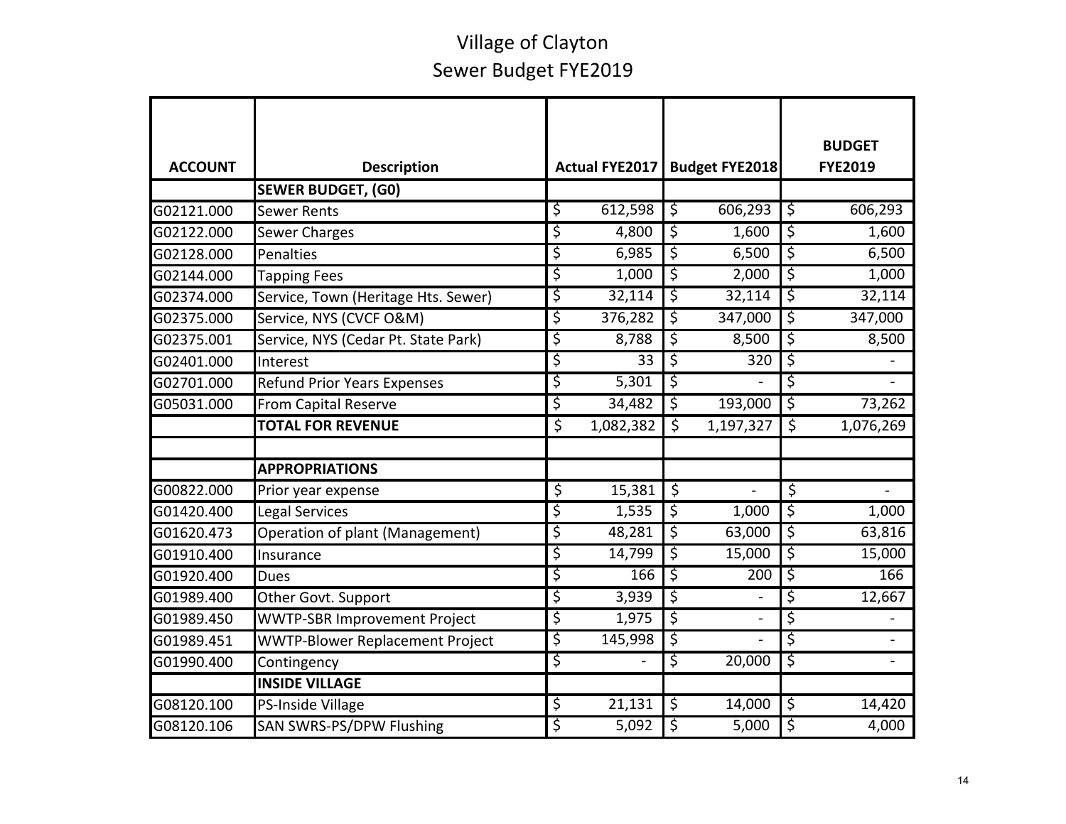# Village of Clayton
## Sewer Budget FYE2019

| ACCOUNT | Description | Actual FYE2017 | Budget FYE2018 | BUDGET FYE2019 |
|---|---|---|---|---|
| | **SEWER BUDGET, (G0)** | | | |
| G02121.000 | Sewer Rents | $ 612,598 | $ 606,293 | $ 606,293 |
| G02122.000 | Sewer Charges | $ 4,800 | $ 1,600 | $ 1,600 |
| G02128.000 | Penalties | $ 6,985 | $ 6,500 | $ 6,500 |
| G02144.000 | Tapping Fees | $ 1,000 | $ 2,000 | $ 1,000 |
| G02374.000 | Service, Town (Heritage Hts. Sewer) | $ 32,114 | $ 32,114 | $ 32,114 |
| G02375.000 | Service, NYS (CVCF O&M) | $ 376,282 | $ 347,000 | $ 347,000 |
| G02375.001 | Service, NYS (Cedar Pt. State Park) | $ 8,788 | $ 8,500 | $ 8,500 |
| G02401.000 | Interest | $ 33 | $ 320 | $ - |
| G02701.000 | Refund Prior Years Expenses | $ 5,301 | $ - | $ - |
| G05031.000 | From Capital Reserve | $ 34,482 | $ 193,000 | $ 73,262 |
| | **TOTAL FOR REVENUE** | $ 1,082,382 | $ 1,197,327 | $ 1,076,269 |
| | | | | |
| | **APPROPRIATIONS** | | | |
| G00822.000 | Prior year expense | $ 15,381 | $ - | $ - |
| G01420.400 | Legal Services | $ 1,535 | $ 1,000 | $ 1,000 |
| G01620.473 | Operation of plant (Management) | $ 48,281 | $ 63,000 | $ 63,816 |
| G01910.400 | Insurance | $ 14,799 | $ 15,000 | $ 15,000 |
| G01920.400 | Dues | $ 166 | $ 200 | $ 166 |
| G01989.400 | Other Govt. Support | $ 3,939 | $ - | $ 12,667 |
| G01989.450 | WWTP-SBR Improvement Project | $ 1,975 | $ - | $ - |
| G01989.451 | WWTP-Blower Replacement Project | $ 145,998 | $ - | $ - |
| G01990.400 | Contingency | $ - | $ 20,000 | $ - |
| | **INSIDE VILLAGE** | | | |
| G08120.100 | PS-Inside Village | $ 21,131 | $ 14,000 | $ 14,420 |
| G08120.106 | SAN SWRS-PS/DPW Flushing | $ 5,092 | $ 5,000 | $ 4,000 |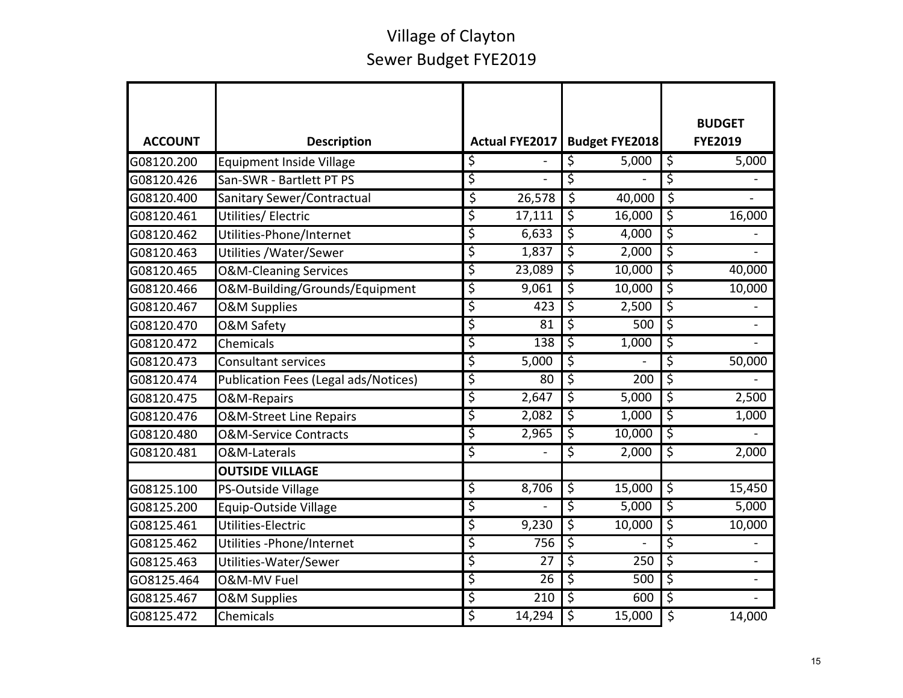# Village of Clayton
## Sewer Budget FYE2019

| ACCOUNT | Description | Actual FYE2017 | Budget FYE2018 | BUDGET FYE2019 |
|---|---|---|---|---|
| G08120.200 | Equipment Inside Village | $ - | $ 5,000 | $ 5,000 |
| G08120.426 | San-SWR - Bartlett PT PS | $ - | $ - | $ - |
| G08120.400 | Sanitary Sewer/Contractual | $ 26,578 | $ 40,000 | $ - |
| G08120.461 | Utilities/ Electric | $ 17,111 | $ 16,000 | $ 16,000 |
| G08120.462 | Utilities-Phone/Internet | $ 6,633 | $ 4,000 | $ - |
| G08120.463 | Utilities /Water/Sewer | $ 1,837 | $ 2,000 | $ - |
| G08120.465 | O&M-Cleaning Services | $ 23,089 | $ 10,000 | $ 40,000 |
| G08120.466 | O&M-Building/Grounds/Equipment | $ 9,061 | $ 10,000 | $ 10,000 |
| G08120.467 | O&M Supplies | $ 423 | $ 2,500 | $ - |
| G08120.470 | O&M Safety | $ 81 | $ 500 | $ - |
| G08120.472 | Chemicals | $ 138 | $ 1,000 | $ - |
| G08120.473 | Consultant services | $ 5,000 | $ - | $ 50,000 |
| G08120.474 | Publication Fees (Legal ads/Notices) | $ 80 | $ 200 | $ - |
| G08120.475 | O&M-Repairs | $ 2,647 | $ 5,000 | $ 2,500 |
| G08120.476 | O&M-Street Line Repairs | $ 2,082 | $ 1,000 | $ 1,000 |
| G08120.480 | O&M-Service Contracts | $ 2,965 | $ 10,000 | $ - |
| G08120.481 | O&M-Laterals | $ - | $ 2,000 | $ 2,000 |
| | **OUTSIDE VILLAGE** | | | |
| G08125.100 | PS-Outside Village | $ 8,706 | $ 15,000 | $ 15,450 |
| G08125.200 | Equip-Outside Village | $ - | $ 5,000 | $ 5,000 |
| G08125.461 | Utilities-Electric | $ 9,230 | $ 10,000 | $ 10,000 |
| G08125.462 | Utilities -Phone/Internet | $ 756 | $ - | $ - |
| G08125.463 | Utilities-Water/Sewer | $ 27 | $ 250 | $ - |
| GO8125.464 | O&M-MV Fuel | $ 26 | $ 500 | $ - |
| G08125.467 | O&M Supplies | $ 210 | $ 600 | $ - |
| G08125.472 | Chemicals | $ 14,294 | $ 15,000 | $ 14,000 |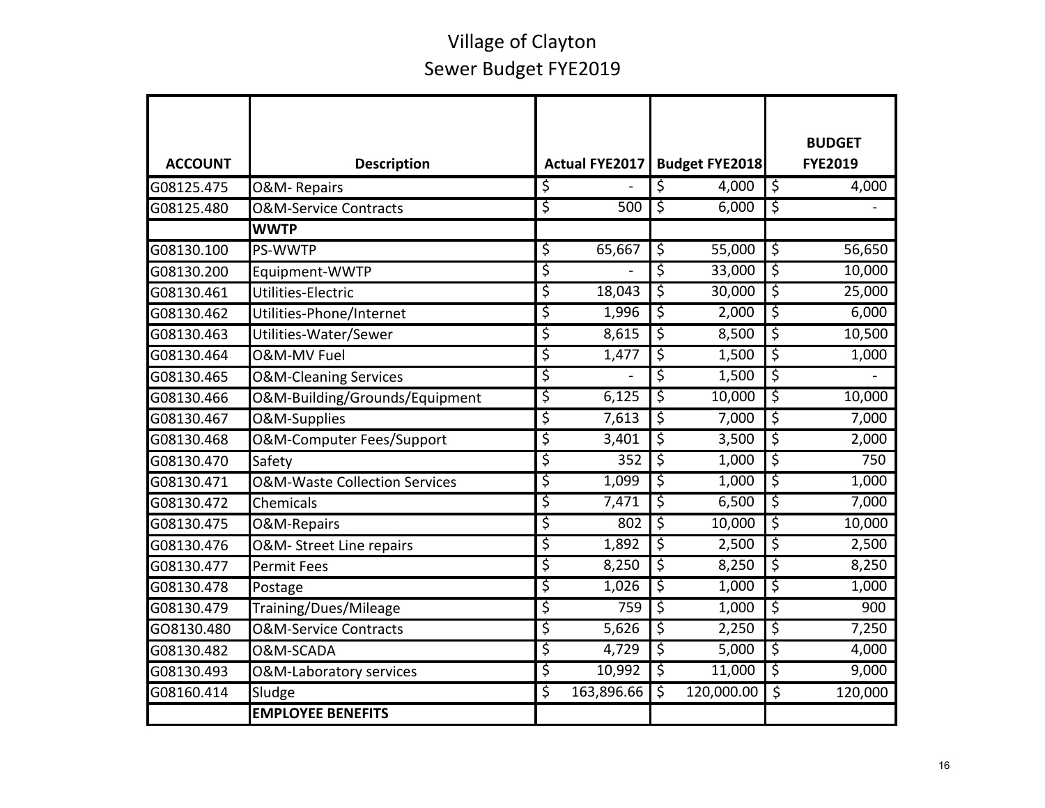# Village of Clayton

## Sewer Budget FYE2019

| ACCOUNT | Description | Actual FYE2017 | Budget FYE2018 | BUDGET FYE2019 |
|---|---|---|---|---|
| G08125.475 | O&M- Repairs | $ - | $ 4,000 | $ 4,000 |
| G08125.480 | O&M-Service Contracts | $ 500 | $ 6,000 | $ - |
| | **WWTP** | | | |
| G08130.100 | PS-WWTP | $ 65,667 | $ 55,000 | $ 56,650 |
| G08130.200 | Equipment-WWTP | $ - | $ 33,000 | $ 10,000 |
| G08130.461 | Utilities-Electric | $ 18,043 | $ 30,000 | $ 25,000 |
| G08130.462 | Utilities-Phone/Internet | $ 1,996 | $ 2,000 | $ 6,000 |
| G08130.463 | Utilities-Water/Sewer | $ 8,615 | $ 8,500 | $ 10,500 |
| G08130.464 | O&M-MV Fuel | $ 1,477 | $ 1,500 | $ 1,000 |
| G08130.465 | O&M-Cleaning Services | $ - | $ 1,500 | $ - |
| G08130.466 | O&M-Building/Grounds/Equipment | $ 6,125 | $ 10,000 | $ 10,000 |
| G08130.467 | O&M-Supplies | $ 7,613 | $ 7,000 | $ 7,000 |
| G08130.468 | O&M-Computer Fees/Support | $ 3,401 | $ 3,500 | $ 2,000 |
| G08130.470 | Safety | $ 352 | $ 1,000 | $ 750 |
| G08130.471 | O&M-Waste Collection Services | $ 1,099 | $ 1,000 | $ 1,000 |
| G08130.472 | Chemicals | $ 7,471 | $ 6,500 | $ 7,000 |
| G08130.475 | O&M-Repairs | $ 802 | $ 10,000 | $ 10,000 |
| G08130.476 | O&M- Street Line repairs | $ 1,892 | $ 2,500 | $ 2,500 |
| G08130.477 | Permit Fees | $ 8,250 | $ 8,250 | $ 8,250 |
| G08130.478 | Postage | $ 1,026 | $ 1,000 | $ 1,000 |
| G08130.479 | Training/Dues/Mileage | $ 759 | $ 1,000 | $ 900 |
| GO8130.480 | O&M-Service Contracts | $ 5,626 | $ 2,250 | $ 7,250 |
| G08130.482 | O&M-SCADA | $ 4,729 | $ 5,000 | $ 4,000 |
| G08130.493 | O&M-Laboratory services | $ 10,992 | $ 11,000 | $ 9,000 |
| G08160.414 | Sludge | $ 163,896.66 | $ 120,000.00 | $ 120,000 |
| | **EMPLOYEE BENEFITS** | | | |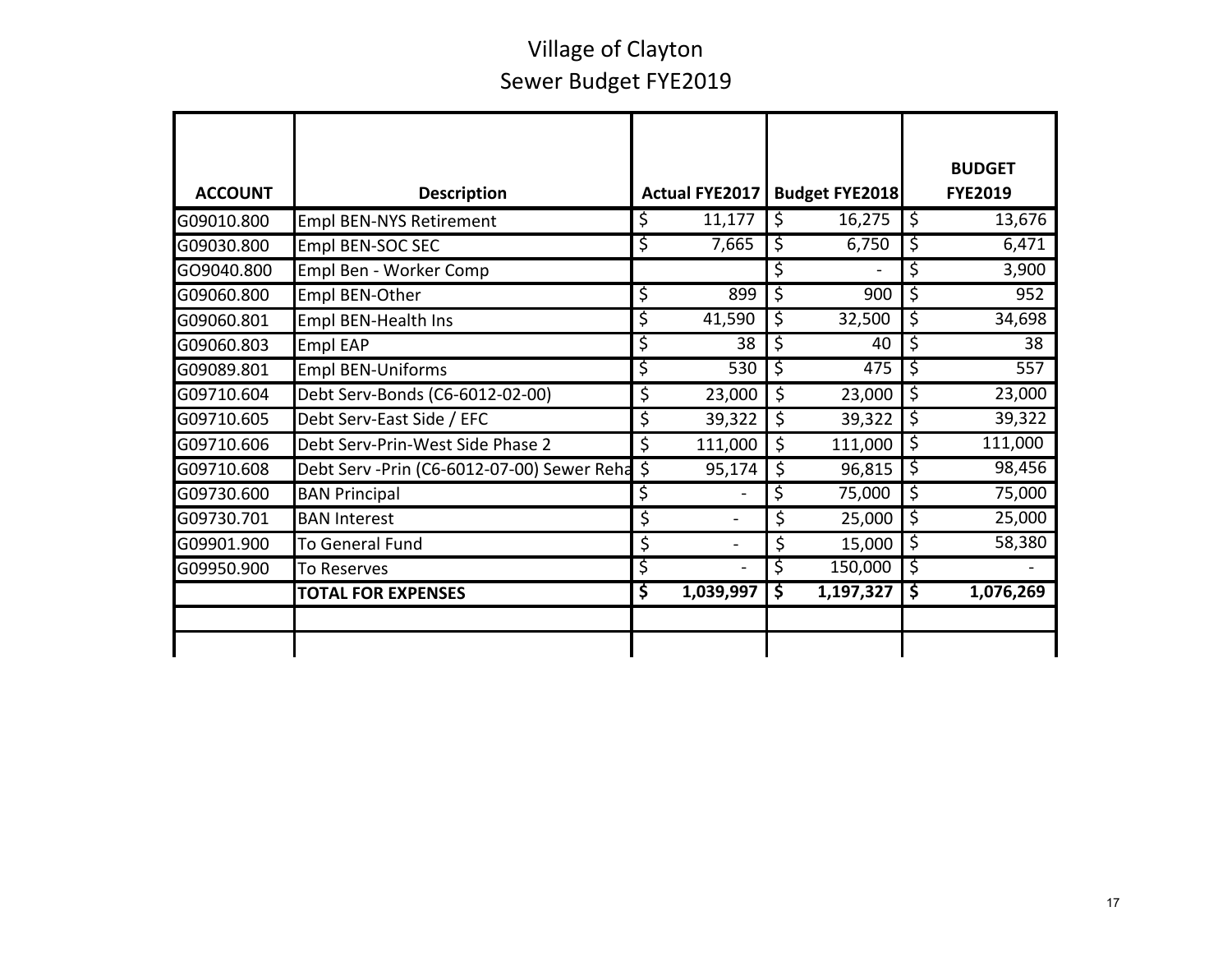# Village of Clayton

## Sewer Budget FYE2019

| ACCOUNT | Description | Actual FYE2017 | Budget FYE2018 | BUDGET FYE2019 |
|---|---|---|---|---|
| G09010.800 | Empl BEN-NYS Retirement | $ 11,177 | $ 16,275 | $ 13,676 |
| G09030.800 | Empl BEN-SOC SEC | $ 7,665 | $ 6,750 | $ 6,471 |
| GO9040.800 | Empl Ben - Worker Comp | | $ - | $ 3,900 |
| G09060.800 | Empl BEN-Other | $ 899 | $ 900 | $ 952 |
| G09060.801 | Empl BEN-Health Ins | $ 41,590 | $ 32,500 | $ 34,698 |
| G09060.803 | Empl EAP | $ 38 | $ 40 | $ 38 |
| G09089.801 | Empl BEN-Uniforms | $ 530 | $ 475 | $ 557 |
| G09710.604 | Debt Serv-Bonds (C6-6012-02-00) | $ 23,000 | $ 23,000 | $ 23,000 |
| G09710.605 | Debt Serv-East Side / EFC | $ 39,322 | $ 39,322 | $ 39,322 |
| G09710.606 | Debt Serv-Prin-West Side Phase 2 | $ 111,000 | $ 111,000 | $ 111,000 |
| G09710.608 | Debt Serv -Prin (C6-6012-07-00) Sewer Reha | $ 95,174 | $ 96,815 | $ 98,456 |
| G09730.600 | BAN Principal | $ - | $ 75,000 | $ 75,000 |
| G09730.701 | BAN Interest | $ - | $ 25,000 | $ 25,000 |
| G09901.900 | To General Fund | $ - | $ 15,000 | $ 58,380 |
| G09950.900 | To Reserves | $ - | $ 150,000 | $ - |
| | **TOTAL FOR EXPENSES** | **$ 1,039,997** | **$ 1,197,327** | **$ 1,076,269** |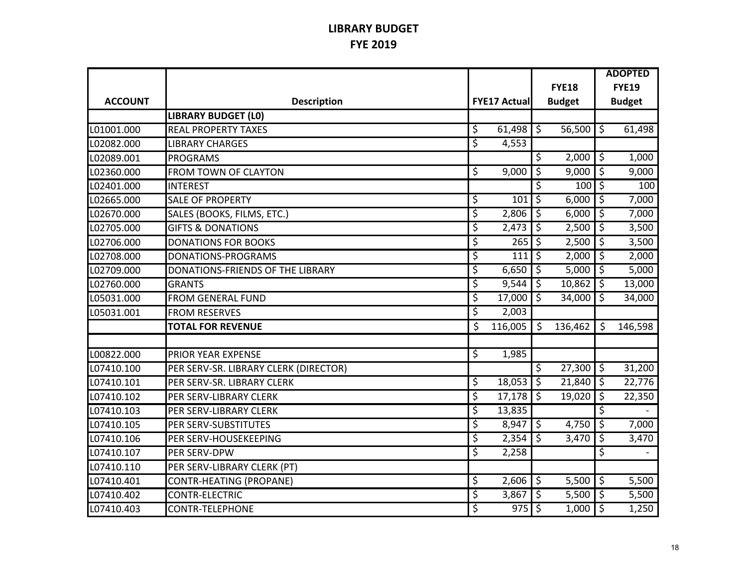# LIBRARY BUDGET
## FYE 2019

| ACCOUNT | Description | FYE17 Actual | FYE18 Budget | ADOPTED FYE19 Budget |
|---|---|---|---|---|
| | **LIBRARY BUDGET (L0)** | | | |
| L01001.000 | REAL PROPERTY TAXES | $ 61,498 | $ 56,500 | $ 61,498 |
| L02082.000 | LIBRARY CHARGES | $ 4,553 | | |
| L02089.001 | PROGRAMS | | $ 2,000 | $ 1,000 |
| L02360.000 | FROM TOWN OF CLAYTON | $ 9,000 | $ 9,000 | $ 9,000 |
| L02401.000 | INTEREST | | $ 100 | $ 100 |
| L02665.000 | SALE OF PROPERTY | $ 101 | $ 6,000 | $ 7,000 |
| L02670.000 | SALES (BOOKS, FILMS, ETC.) | $ 2,806 | $ 6,000 | $ 7,000 |
| L02705.000 | GIFTS & DONATIONS | $ 2,473 | $ 2,500 | $ 3,500 |
| L02706.000 | DONATIONS FOR BOOKS | $ 265 | $ 2,500 | $ 3,500 |
| L02708.000 | DONATIONS-PROGRAMS | $ 111 | $ 2,000 | $ 2,000 |
| L02709.000 | DONATIONS-FRIENDS OF THE LIBRARY | $ 6,650 | $ 5,000 | $ 5,000 |
| L02760.000 | GRANTS | $ 9,544 | $ 10,862 | $ 13,000 |
| L05031.000 | FROM GENERAL FUND | $ 17,000 | $ 34,000 | $ 34,000 |
| L05031.001 | FROM RESERVES | $ 2,003 | | |
| | **TOTAL FOR REVENUE** | $ 116,005 | $ 136,462 | $ 146,598 |
| | | | | |
| L00822.000 | PRIOR YEAR EXPENSE | $ 1,985 | | |
| L07410.100 | PER SERV-SR. LIBRARY CLERK (DIRECTOR) | | $ 27,300 | $ 31,200 |
| L07410.101 | PER SERV-SR. LIBRARY CLERK | $ 18,053 | $ 21,840 | $ 22,776 |
| L07410.102 | PER SERV-LIBRARY CLERK | $ 17,178 | $ 19,020 | $ 22,350 |
| L07410.103 | PER SERV-LIBRARY CLERK | $ 13,835 | | $ - |
| L07410.105 | PER SERV-SUBSTITUTES | $ 8,947 | $ 4,750 | $ 7,000 |
| L07410.106 | PER SERV-HOUSEKEEPING | $ 2,354 | $ 3,470 | $ 3,470 |
| L07410.107 | PER SERV-DPW | $ 2,258 | | $ - |
| L07410.110 | PER SERV-LIBRARY CLERK (PT) | | | |
| L07410.401 | CONTR-HEATING (PROPANE) | $ 2,606 | $ 5,500 | $ 5,500 |
| L07410.402 | CONTR-ELECTRIC | $ 3,867 | $ 5,500 | $ 5,500 |
| L07410.403 | CONTR-TELEPHONE | $ 975 | $ 1,000 | $ 1,250 |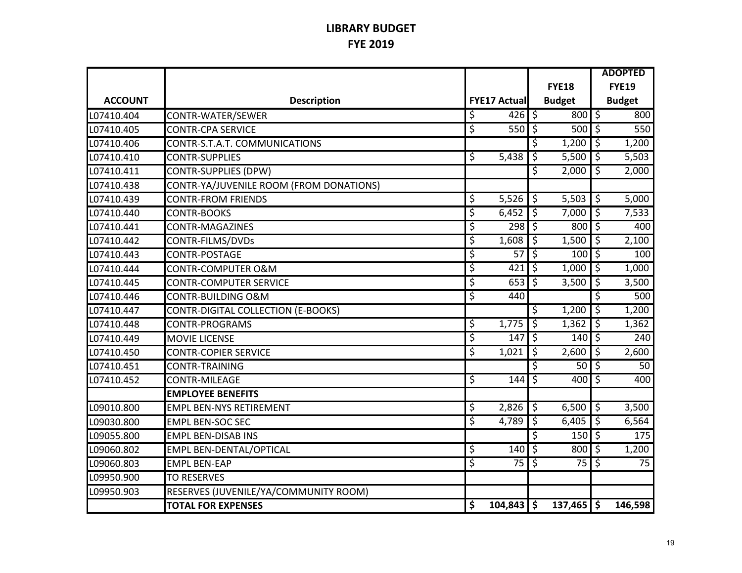# LIBRARY BUDGET
## FYE 2019

| ACCOUNT | Description | FYE17 Actual | FYE18 Budget | ADOPTED FYE19 Budget |
|---|---|---|---|---|
| L07410.404 | CONTR-WATER/SEWER | $ 426 | $ 800 | $ 800 |
| L07410.405 | CONTR-CPA SERVICE | $ 550 | $ 500 | $ 550 |
| L07410.406 | CONTR-S.T.A.T. COMMUNICATIONS | | $ 1,200 | $ 1,200 |
| L07410.410 | CONTR-SUPPLIES | $ 5,438 | $ 5,500 | $ 5,503 |
| L07410.411 | CONTR-SUPPLIES (DPW) | | $ 2,000 | $ 2,000 |
| L07410.438 | CONTR-YA/JUVENILE ROOM (FROM DONATIONS) | | | |
| L07410.439 | CONTR-FROM FRIENDS | $ 5,526 | $ 5,503 | $ 5,000 |
| L07410.440 | CONTR-BOOKS | $ 6,452 | $ 7,000 | $ 7,533 |
| L07410.441 | CONTR-MAGAZINES | $ 298 | $ 800 | $ 400 |
| L07410.442 | CONTR-FILMS/DVDs | $ 1,608 | $ 1,500 | $ 2,100 |
| L07410.443 | CONTR-POSTAGE | $ 57 | $ 100 | $ 100 |
| L07410.444 | CONTR-COMPUTER O&M | $ 421 | $ 1,000 | $ 1,000 |
| L07410.445 | CONTR-COMPUTER SERVICE | $ 653 | $ 3,500 | $ 3,500 |
| L07410.446 | CONTR-BUILDING O&M | $ 440 | | $ 500 |
| L07410.447 | CONTR-DIGITAL COLLECTION (E-BOOKS) | | $ 1,200 | $ 1,200 |
| L07410.448 | CONTR-PROGRAMS | $ 1,775 | $ 1,362 | $ 1,362 |
| L07410.449 | MOVIE LICENSE | $ 147 | $ 140 | $ 240 |
| L07410.450 | CONTR-COPIER SERVICE | $ 1,021 | $ 2,600 | $ 2,600 |
| L07410.451 | CONTR-TRAINING | | $ 50 | $ 50 |
| L07410.452 | CONTR-MILEAGE | $ 144 | $ 400 | $ 400 |
| | **EMPLOYEE BENEFITS** | | | |
| L09010.800 | EMPL BEN-NYS RETIREMENT | $ 2,826 | $ 6,500 | $ 3,500 |
| L09030.800 | EMPL BEN-SOC SEC | $ 4,789 | $ 6,405 | $ 6,564 |
| L09055.800 | EMPL BEN-DISAB INS | | $ 150 | $ 175 |
| L09060.802 | EMPL BEN-DENTAL/OPTICAL | $ 140 | $ 800 | $ 1,200 |
| L09060.803 | EMPL BEN-EAP | $ 75 | $ 75 | $ 75 |
| L09950.900 | TO RESERVES | | | |
| L09950.903 | RESERVES (JUVENILE/YA/COMMUNITY ROOM) | | | |
| | **TOTAL FOR EXPENSES** | **$ 104,843** | **$ 137,465** | **$ 146,598** |